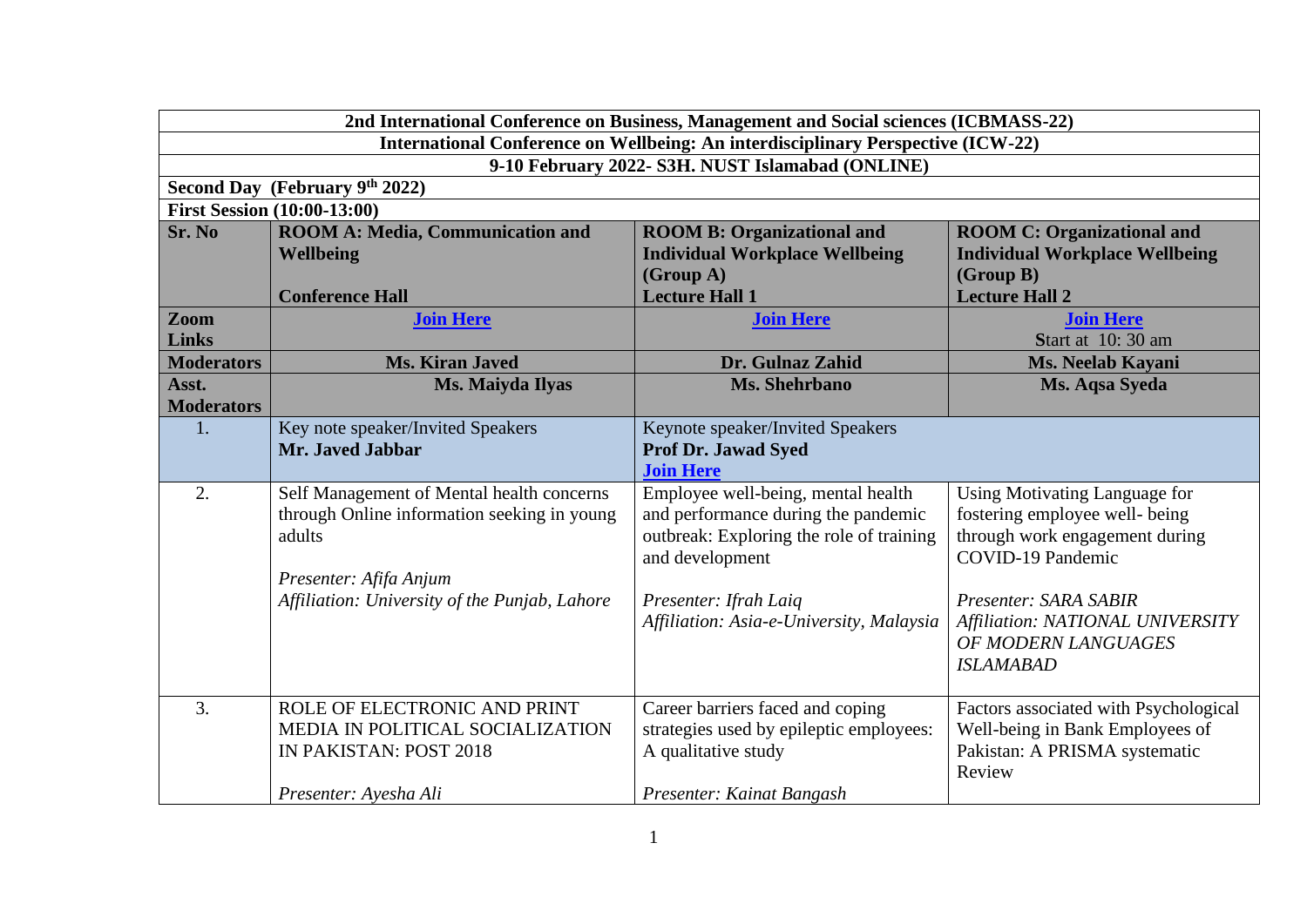| 2nd International Conference on Business, Management and Social sciences (ICBMASS-22) | | | |
|---|---|---|---|
| **International Conference on Wellbeing: An interdisciplinary Perspective (ICW-22)** | | | |
| **9-10 February 2022- S3H. NUST Islamabad (ONLINE)** | | | |
| **Second Day (February 9th 2022)** | | | |
| **First Session (10:00-13:00)** | | | |
| **Sr. No** | **ROOM A: Media, Communication and Wellbeing**<br><br>**Conference Hall** | **ROOM B: Organizational and Individual Workplace Wellbeing (Group A)**<br>**Lecture Hall 1** | **ROOM C: Organizational and Individual Workplace Wellbeing (Group B)**<br>**Lecture Hall 2** |
| **Zoom Links** | **Join Here** | **Join Here** | **Join Here**<br>Start at 10: 30 am |
| **Moderators** | **Ms. Kiran Javed** | **Dr. Gulnaz Zahid** | **Ms. Neelab Kayani** |
| **Asst. Moderators** | **Ms. Maiyda Ilyas** | **Ms. Shehrbano** | **Ms. Aqsa Syeda** |
| 1. | Key note speaker/Invited Speakers<br>**Mr. Javed Jabbar** | Keynote speaker/Invited Speakers<br>**Prof Dr. Jawad Syed**<br>**Join Here** | |
| 2. | Self Management of Mental health concerns through Online information seeking in young adults<br><br>*Presenter: Afifa Anjum*<br>*Affiliation: University of the Punjab, Lahore* | Employee well-being, mental health and performance during the pandemic outbreak: Exploring the role of training and development<br><br>*Presenter: Ifrah Laiq*<br>*Affiliation: Asia-e-University, Malaysia* | Using Motivating Language for fostering employee well- being through work engagement during COVID-19 Pandemic<br><br>*Presenter: SARA SABIR*<br>*Affiliation: NATIONAL UNIVERSITY OF MODERN LANGUAGES ISLAMABAD* |
| 3. | ROLE OF ELECTRONIC AND PRINT MEDIA IN POLITICAL SOCIALIZATION IN PAKISTAN: POST 2018<br><br>*Presenter: Ayesha Ali* | Career barriers faced and coping strategies used by epileptic employees: A qualitative study<br><br>*Presenter: Kainat Bangash* | Factors associated with Psychological Well-being in Bank Employees of Pakistan: A PRISMA systematic Review |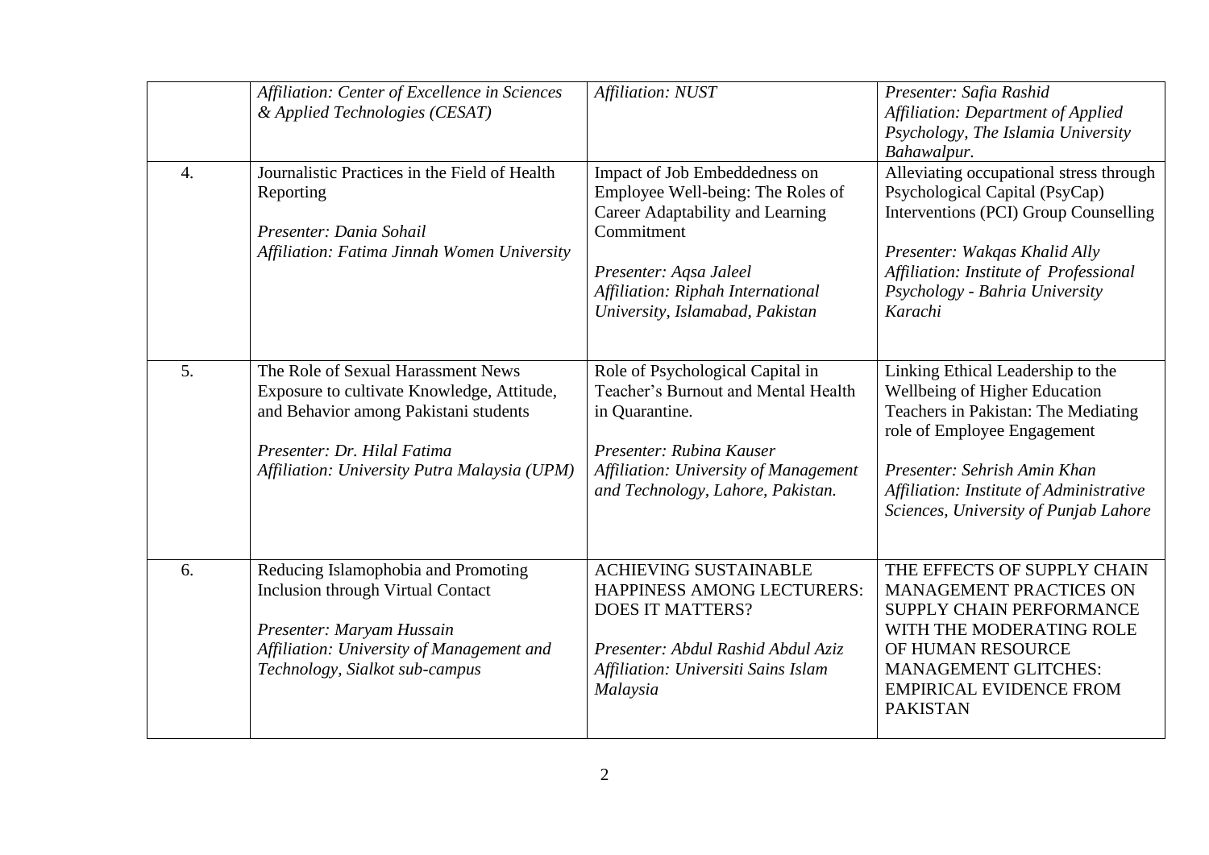| | | | |
|---|---|---|---|
| | *Affiliation: Center of Excellence in Sciences & Applied Technologies (CESAT)* | *Affiliation: NUST* | *Presenter: Safia Rashid*<br>*Affiliation: Department of Applied Psychology, The Islamia University Bahawalpur.* |
| 4. | Journalistic Practices in the Field of Health Reporting<br><br>*Presenter: Dania Sohail*<br>*Affiliation: Fatima Jinnah Women University* | Impact of Job Embeddedness on Employee Well-being: The Roles of Career Adaptability and Learning Commitment<br><br>*Presenter: Aqsa Jaleel*<br>*Affiliation: Riphah International University, Islamabad, Pakistan* | Alleviating occupational stress through Psychological Capital (PsyCap) Interventions (PCI) Group Counselling<br><br>*Presenter: Wakqas Khalid Ally*<br>*Affiliation: Institute of Professional Psychology - Bahria University Karachi* |
| 5. | The Role of Sexual Harassment News Exposure to cultivate Knowledge, Attitude, and Behavior among Pakistani students<br><br>*Presenter: Dr. Hilal Fatima*<br>*Affiliation: University Putra Malaysia (UPM)* | Role of Psychological Capital in Teacher's Burnout and Mental Health in Quarantine.<br><br>*Presenter: Rubina Kauser*<br>*Affiliation: University of Management and Technology, Lahore, Pakistan.* | Linking Ethical Leadership to the Wellbeing of Higher Education Teachers in Pakistan: The Mediating role of Employee Engagement<br><br>*Presenter: Sehrish Amin Khan*<br>*Affiliation: Institute of Administrative Sciences, University of Punjab Lahore* |
| 6. | Reducing Islamophobia and Promoting Inclusion through Virtual Contact<br><br>*Presenter: Maryam Hussain*<br>*Affiliation: University of Management and Technology, Sialkot sub-campus* | ACHIEVING SUSTAINABLE HAPPINESS AMONG LECTURERS: DOES IT MATTERS?<br><br>*Presenter: Abdul Rashid Abdul Aziz*<br>*Affiliation: Universiti Sains Islam Malaysia* | THE EFFECTS OF SUPPLY CHAIN MANAGEMENT PRACTICES ON SUPPLY CHAIN PERFORMANCE WITH THE MODERATING ROLE OF HUMAN RESOURCE MANAGEMENT GLITCHES: EMPIRICAL EVIDENCE FROM PAKISTAN |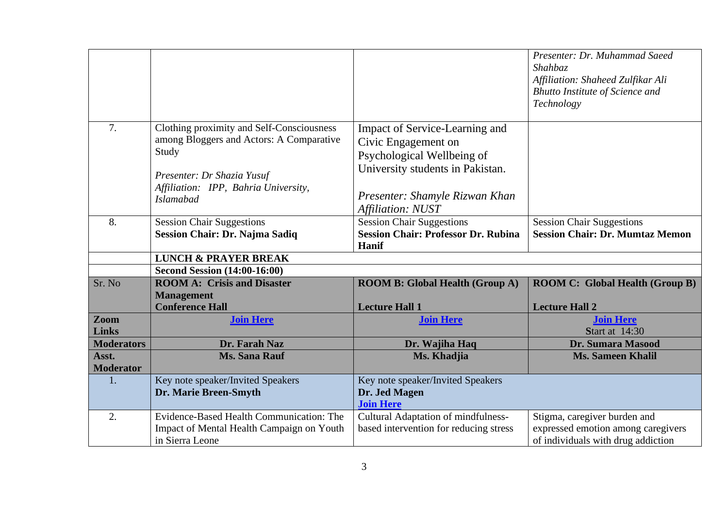| | | | |
|---|---|---|---|
| | | | *Presenter: Dr. Muhammad Saeed Shahbaz*<br>*Affiliation: Shaheed Zulfikar Ali Bhutto Institute of Science and Technology* |
| 7. | Clothing proximity and Self-Consciousness among Bloggers and Actors: A Comparative Study<br><br>*Presenter: Dr Shazia Yusuf*<br>*Affiliation: IPP, Bahria University, Islamabad* | Impact of Service-Learning and Civic Engagement on Psychological Wellbeing of University students in Pakistan.<br><br>*Presenter: Shamyle Rizwan Khan*<br>*Affiliation: NUST* | |
| 8. | Session Chair Suggestions<br>**Session Chair: Dr. Najma Sadiq** | Session Chair Suggestions<br>**Session Chair: Professor Dr. Rubina Hanif** | Session Chair Suggestions<br>**Session Chair: Dr. Mumtaz Memon** |
| | **LUNCH & PRAYER BREAK** | | |
| | **Second Session (14:00-16:00)** | | |
| Sr. No | **ROOM A: Crisis and Disaster Management**<br>**Conference Hall** | **ROOM B: Global Health (Group A)**<br><br>**Lecture Hall 1** | **ROOM C: Global Health (Group B)**<br><br>**Lecture Hall 2** |
| **Zoom Links** | **Join Here** | **Join Here** | **Join Here**<br>Start at 14:30 |
| **Moderators** | **Dr. Farah Naz** | **Dr. Wajiha Haq** | **Dr. Sumara Masood** |
| **Asst. Moderator** | **Ms. Sana Rauf** | **Ms. Khadjia** | **Ms. Sameen Khalil** |
| 1. | Key note speaker/Invited Speakers<br>**Dr. Marie Breen-Smyth** | Key note speaker/Invited Speakers<br>**Dr. Jed Magen**<br>**Join Here** | |
| 2. | Evidence-Based Health Communication: The Impact of Mental Health Campaign on Youth in Sierra Leone | Cultural Adaptation of mindfulness-based intervention for reducing stress | Stigma, caregiver burden and expressed emotion among caregivers of individuals with drug addiction |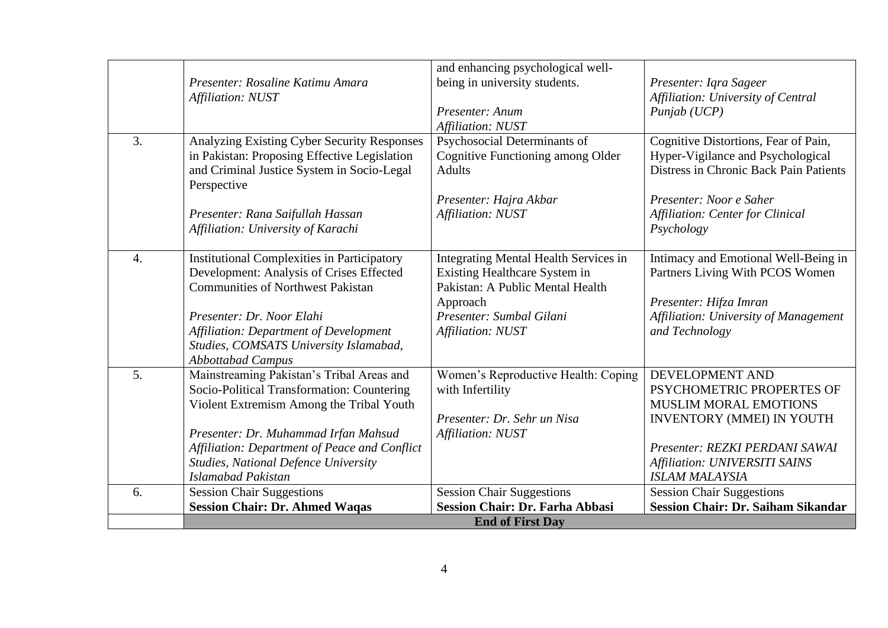| | | | |
|---|---|---|---|
| | *Presenter: Rosaline Katimu Amara*<br>*Affiliation: NUST* | and enhancing psychological well-being in university students.<br><br>*Presenter: Anum*<br>*Affiliation: NUST* | *Presenter: Iqra Sageer*<br>*Affiliation: University of Central Punjab (UCP)* |
| 3. | Analyzing Existing Cyber Security Responses in Pakistan: Proposing Effective Legislation and Criminal Justice System in Socio-Legal Perspective<br><br>*Presenter: Rana Saifullah Hassan*<br>*Affiliation: University of Karachi* | Psychosocial Determinants of Cognitive Functioning among Older Adults<br><br>*Presenter: Hajra Akbar*<br>*Affiliation: NUST* | Cognitive Distortions, Fear of Pain, Hyper-Vigilance and Psychological Distress in Chronic Back Pain Patients<br><br>*Presenter: Noor e Saher*<br>*Affiliation: Center for Clinical Psychology* |
| 4. | Institutional Complexities in Participatory Development: Analysis of Crises Effected Communities of Northwest Pakistan<br><br>*Presenter: Dr. Noor Elahi*<br>*Affiliation: Department of Development Studies, COMSATS University Islamabad, Abbottabad Campus* | Integrating Mental Health Services in Existing Healthcare System in Pakistan: A Public Mental Health Approach<br>*Presenter: Sumbal Gilani*<br>*Affiliation: NUST* | Intimacy and Emotional Well-Being in Partners Living With PCOS Women<br><br>*Presenter: Hifza Imran*<br>*Affiliation: University of Management and Technology* |
| 5. | Mainstreaming Pakistan's Tribal Areas and Socio-Political Transformation: Countering Violent Extremism Among the Tribal Youth<br><br>*Presenter: Dr. Muhammad Irfan Mahsud*<br>*Affiliation: Department of Peace and Conflict Studies, National Defence University Islamabad Pakistan* | Women's Reproductive Health: Coping with Infertility<br><br>*Presenter: Dr. Sehr un Nisa*<br>*Affiliation: NUST* | DEVELOPMENT AND PSYCHOMETRIC PROPERTES OF MUSLIM MORAL EMOTIONS INVENTORY (MMEI) IN YOUTH<br><br>*Presenter: REZKI PERDANI SAWAI*<br>*Affiliation: UNIVERSITI SAINS ISLAM MALAYSIA* |
| 6. | Session Chair Suggestions<br>**Session Chair: Dr. Ahmed Waqas** | Session Chair Suggestions<br>**Session Chair: Dr. Farha Abbasi** | Session Chair Suggestions<br>**Session Chair: Dr. Saiham Sikandar** |
| | **End of First Day** | | |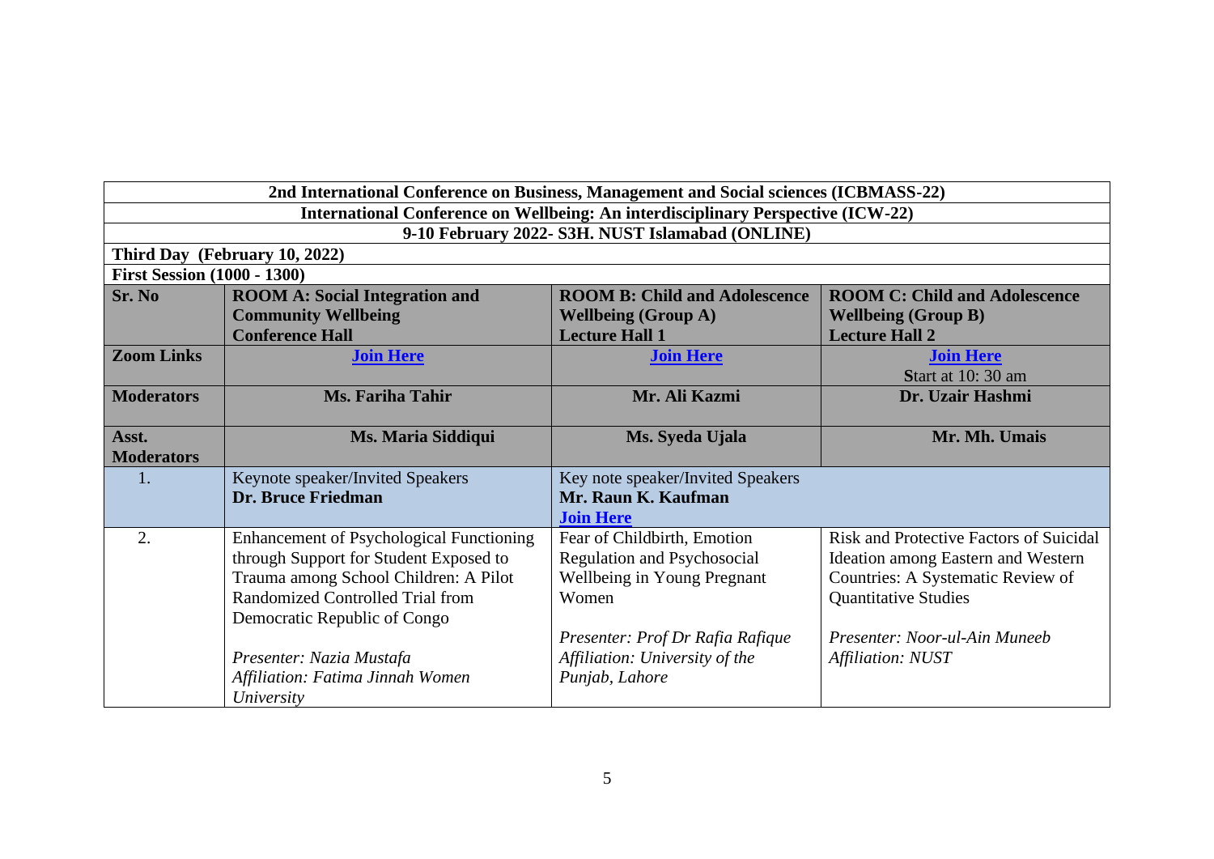| 2nd International Conference on Business, Management and Social sciences (ICBMASS-22) | | | |
|---|---|---|---|
| International Conference on Wellbeing: An interdisciplinary Perspective (ICW-22) | | | |
| 9-10 February 2022- S3H. NUST Islamabad (ONLINE) | | | |
| **Third Day (February 10, 2022)** | | | |
| **First Session (1000 - 1300)** | | | |
| **Sr. No** | **ROOM A: Social Integration and Community Wellbeing Conference Hall** | **ROOM B: Child and Adolescence Wellbeing (Group A) Lecture Hall 1** | **ROOM C: Child and Adolescence Wellbeing (Group B) Lecture Hall 2** |
| **Zoom Links** | **Join Here** | **Join Here** | **Join Here** Start at 10: 30 am |
| **Moderators** | **Ms. Fariha Tahir** | **Mr. Ali Kazmi** | **Dr. Uzair Hashmi** |
| **Asst. Moderators** | **Ms. Maria Siddiqui** | **Ms. Syeda Ujala** | **Mr. Mh. Umais** |
| 1. | Keynote speaker/Invited Speakers **Dr. Bruce Friedman** | Key note speaker/Invited Speakers **Mr. Raun K. Kaufman** **Join Here** | |
| 2. | Enhancement of Psychological Functioning through Support for Student Exposed to Trauma among School Children: A Pilot Randomized Controlled Trial from Democratic Republic of Congo<br><br>*Presenter: Nazia Mustafa*<br>*Affiliation: Fatima Jinnah Women University* | Fear of Childbirth, Emotion Regulation and Psychosocial Wellbeing in Young Pregnant Women<br><br>*Presenter: Prof Dr Rafia Rafique*<br>*Affiliation: University of the Punjab, Lahore* | Risk and Protective Factors of Suicidal Ideation among Eastern and Western Countries: A Systematic Review of Quantitative Studies<br><br>*Presenter: Noor-ul-Ain Muneeb*<br>*Affiliation: NUST* |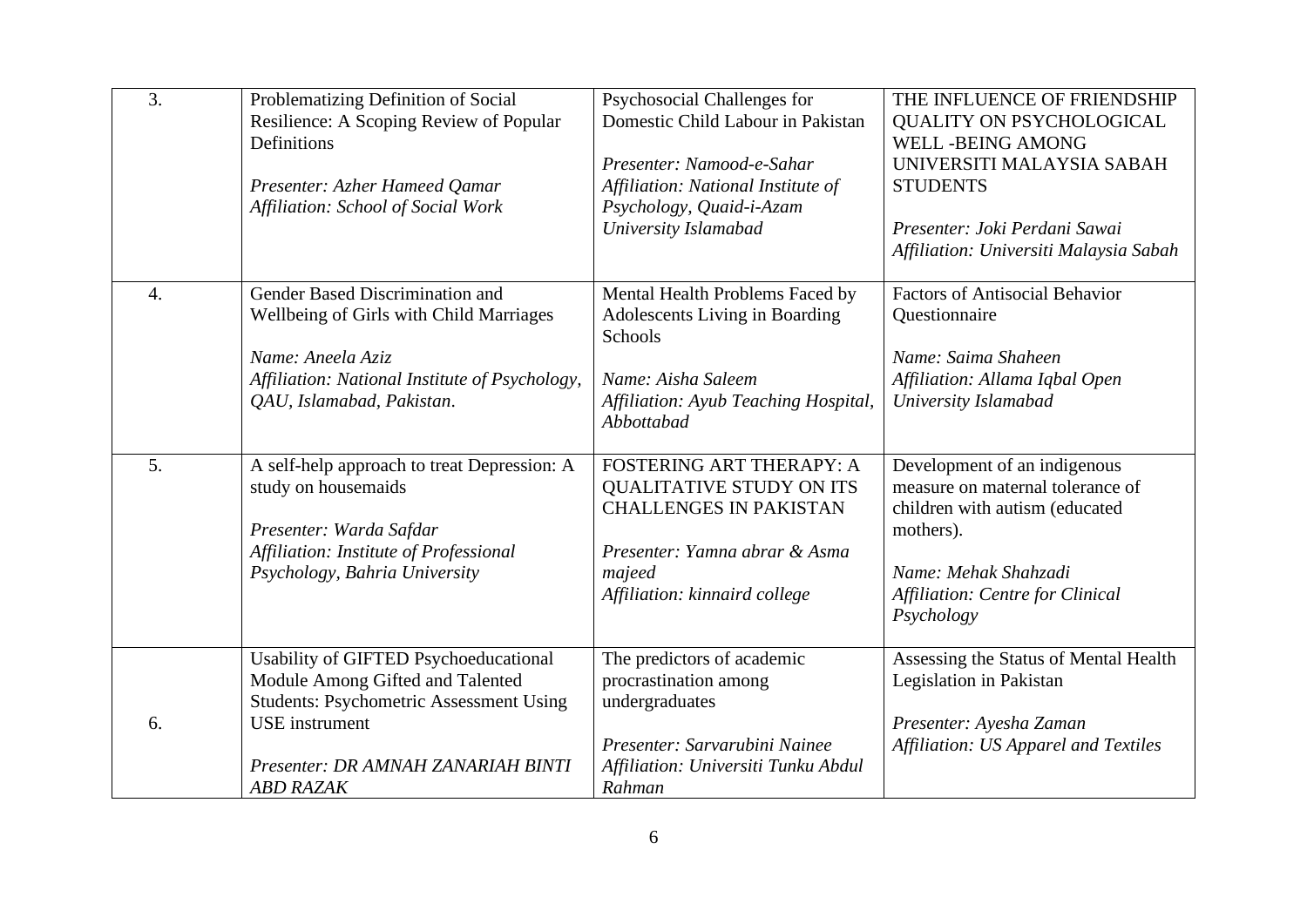| | | | |
|---|---|---|---|
| 3. | Problematizing Definition of Social Resilience: A Scoping Review of Popular Definitions<br><br>*Presenter: Azher Hameed Qamar*<br>*Affiliation: School of Social Work* | Psychosocial Challenges for Domestic Child Labour in Pakistan<br><br>*Presenter: Namood-e-Sahar*<br>*Affiliation: National Institute of Psychology, Quaid-i-Azam University Islamabad* | THE INFLUENCE OF FRIENDSHIP QUALITY ON PSYCHOLOGICAL WELL -BEING AMONG UNIVERSITI MALAYSIA SABAH STUDENTS<br><br>*Presenter: Joki Perdani Sawai*<br>*Affiliation: Universiti Malaysia Sabah* |
| 4. | Gender Based Discrimination and Wellbeing of Girls with Child Marriages<br><br>*Name: Aneela Aziz*<br>*Affiliation: National Institute of Psychology, QAU, Islamabad, Pakistan.* | Mental Health Problems Faced by Adolescents Living in Boarding Schools<br><br>*Name: Aisha Saleem*<br>*Affiliation: Ayub Teaching Hospital, Abbottabad* | Factors of Antisocial Behavior Questionnaire<br><br>*Name: Saima Shaheen*<br>*Affiliation: Allama Iqbal Open University Islamabad* |
| 5. | A self-help approach to treat Depression: A study on housemaids<br><br>*Presenter: Warda Safdar*<br>*Affiliation: Institute of Professional Psychology, Bahria University* | FOSTERING ART THERAPY: A QUALITATIVE STUDY ON ITS CHALLENGES IN PAKISTAN<br><br>*Presenter: Yamna abrar & Asma majeed*<br>*Affiliation: kinnaird college* | Development of an indigenous measure on maternal tolerance of children with autism (educated mothers).<br><br>*Name: Mehak Shahzadi*<br>*Affiliation: Centre for Clinical Psychology* |
| 6. | Usability of GIFTED Psychoeducational Module Among Gifted and Talented Students: Psychometric Assessment Using USE instrument<br><br>*Presenter: DR AMNAH ZANARIAH BINTI ABD RAZAK* | The predictors of academic procrastination among undergraduates<br><br>*Presenter: Sarvarubini Nainee*<br>*Affiliation: Universiti Tunku Abdul Rahman* | Assessing the Status of Mental Health Legislation in Pakistan<br><br>*Presenter: Ayesha Zaman*<br>*Affiliation: US Apparel and Textiles* |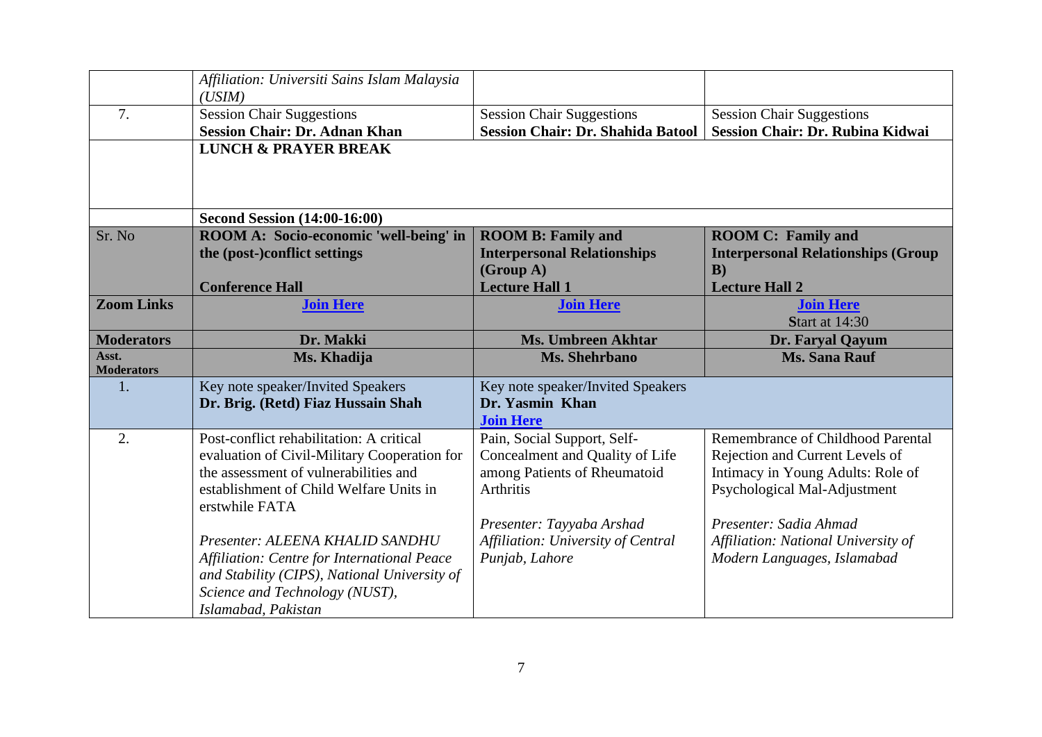| | | | |
|---|---|---|---|
| | *Affiliation: Universiti Sains Islam Malaysia (USIM)* | | |
| 7. | Session Chair Suggestions<br>**Session Chair: Dr. Adnan Khan** | Session Chair Suggestions<br>**Session Chair: Dr. Shahida Batool** | Session Chair Suggestions<br>**Session Chair: Dr. Rubina Kidwai** |
| | **LUNCH & PRAYER BREAK** | | |
| | **Second Session (14:00-16:00)** | | |
| Sr. No | **ROOM A: Socio-economic 'well-being' in the (post-)conflict settings**<br><br>**Conference Hall** | **ROOM B: Family and Interpersonal Relationships (Group A)**<br>**Lecture Hall 1** | **ROOM C: Family and Interpersonal Relationships (Group B)**<br>**Lecture Hall 2** |
| **Zoom Links** | **Join Here** | **Join Here** | **Join Here**<br>Start at 14:30 |
| **Moderators** | **Dr. Makki** | **Ms. Umbreen Akhtar** | **Dr. Faryal Qayum** |
| **Asst. Moderators** | **Ms. Khadija** | **Ms. Shehrbano** | **Ms. Sana Rauf** |
| 1. | Key note speaker/Invited Speakers<br>**Dr. Brig. (Retd) Fiaz Hussain Shah** | Key note speaker/Invited Speakers<br>**Dr. Yasmin Khan**<br>**Join Here** | |
| 2. | Post-conflict rehabilitation: A critical evaluation of Civil-Military Cooperation for the assessment of vulnerabilities and establishment of Child Welfare Units in erstwhile FATA<br><br>*Presenter: ALEENA KHALID SANDHU*<br>*Affiliation: Centre for International Peace and Stability (CIPS), National University of Science and Technology (NUST), Islamabad, Pakistan* | Pain, Social Support, Self-Concealment and Quality of Life among Patients of Rheumatoid Arthritis<br><br>*Presenter: Tayyaba Arshad*<br>*Affiliation: University of Central Punjab, Lahore* | Remembrance of Childhood Parental Rejection and Current Levels of Intimacy in Young Adults: Role of Psychological Mal-Adjustment<br><br>*Presenter: Sadia Ahmad*<br>*Affiliation: National University of Modern Languages, Islamabad* |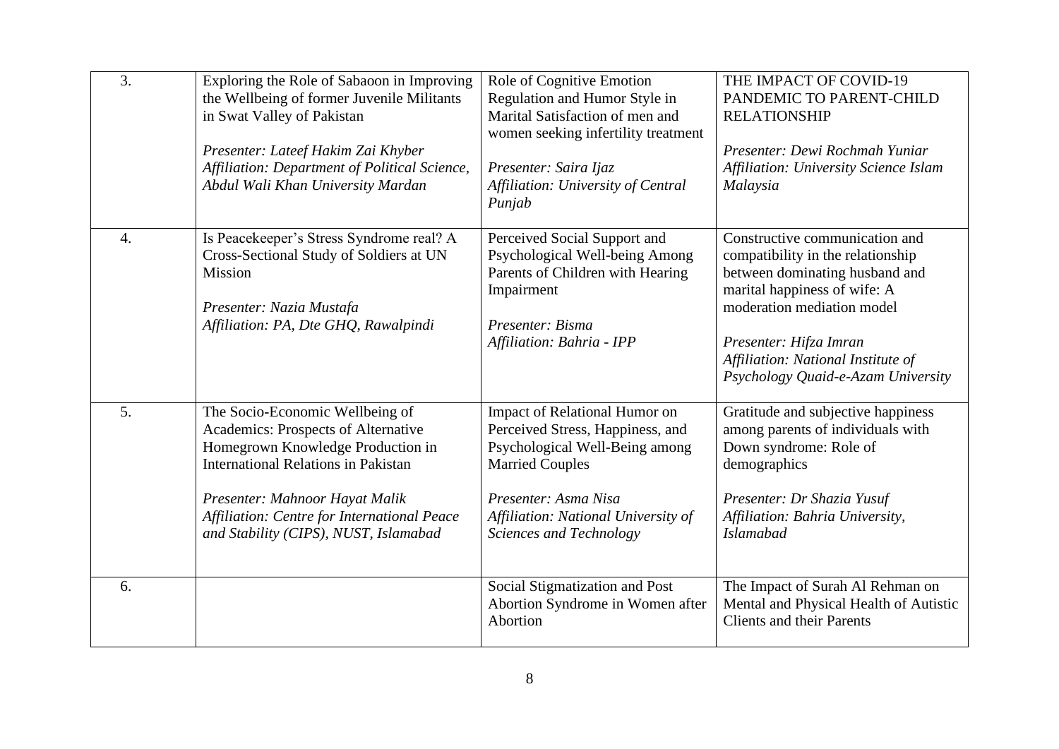| 3. | Exploring the Role of Sabaoon in Improving the Wellbeing of former Juvenile Militants in Swat Valley of Pakistan<br><br>*Presenter: Lateef Hakim Zai Khyber*<br>*Affiliation: Department of Political Science, Abdul Wali Khan University Mardan* | Role of Cognitive Emotion Regulation and Humor Style in Marital Satisfaction of men and women seeking infertility treatment<br><br>*Presenter: Saira Ijaz*<br>*Affiliation: University of Central Punjab* | THE IMPACT OF COVID-19 PANDEMIC TO PARENT-CHILD RELATIONSHIP<br><br>*Presenter: Dewi Rochmah Yuniar*<br>*Affiliation: University Science Islam Malaysia* |
|---|---|---|---|
| 4. | Is Peacekeeper's Stress Syndrome real? A Cross-Sectional Study of Soldiers at UN Mission<br><br>*Presenter: Nazia Mustafa*<br>*Affiliation: PA, Dte GHQ, Rawalpindi* | Perceived Social Support and Psychological Well-being Among Parents of Children with Hearing Impairment<br><br>*Presenter: Bisma*<br>*Affiliation: Bahria - IPP* | Constructive communication and compatibility in the relationship between dominating husband and marital happiness of wife: A moderation mediation model<br><br>*Presenter: Hifza Imran*<br>*Affiliation: National Institute of Psychology Quaid-e-Azam University* |
| 5. | The Socio-Economic Wellbeing of Academics: Prospects of Alternative Homegrown Knowledge Production in International Relations in Pakistan<br><br>*Presenter: Mahnoor Hayat Malik*<br>*Affiliation: Centre for International Peace and Stability (CIPS), NUST, Islamabad* | Impact of Relational Humor on Perceived Stress, Happiness, and Psychological Well-Being among Married Couples<br><br>*Presenter: Asma Nisa*<br>*Affiliation: National University of Sciences and Technology* | Gratitude and subjective happiness among parents of individuals with Down syndrome: Role of demographics<br><br>*Presenter: Dr Shazia Yusuf*<br>*Affiliation: Bahria University, Islamabad* |
| 6. | | Social Stigmatization and Post Abortion Syndrome in Women after Abortion | The Impact of Surah Al Rehman on Mental and Physical Health of Autistic Clients and their Parents |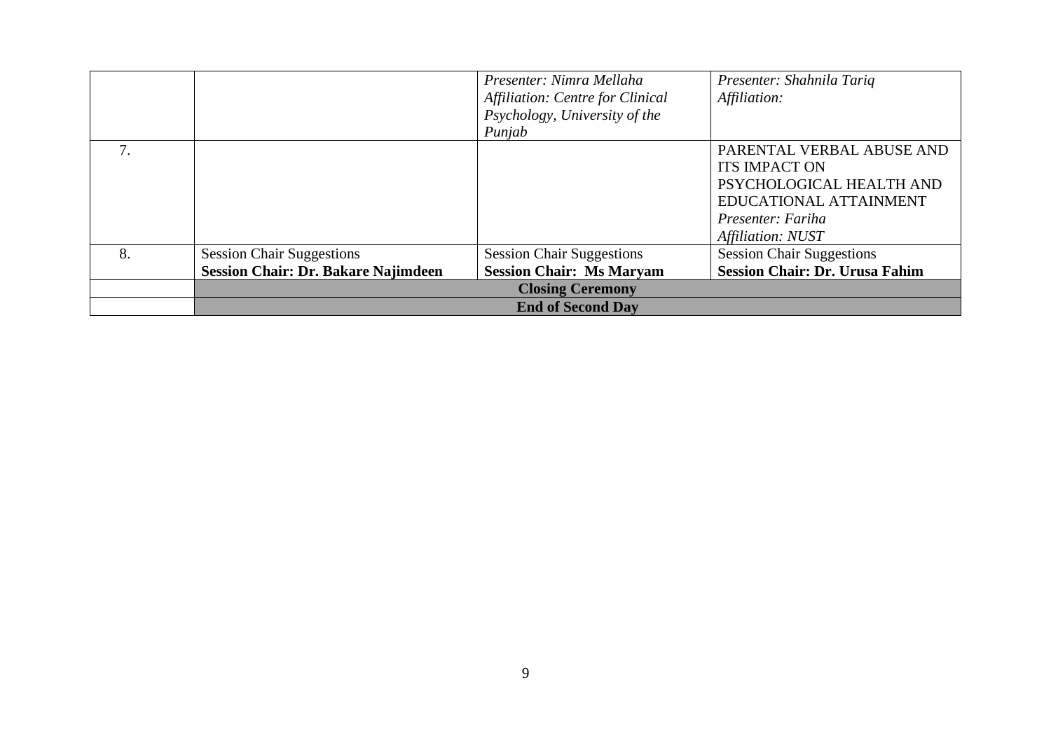| | | | |
|---|---|---|---|
| | | *Presenter: Nimra Mellaha*<br>*Affiliation: Centre for Clinical Psychology, University of the Punjab* | *Presenter: Shahnila Tariq*<br>*Affiliation:* |
| 7. | | | PARENTAL VERBAL ABUSE AND ITS IMPACT ON PSYCHOLOGICAL HEALTH AND EDUCATIONAL ATTAINMENT<br>*Presenter: Fariha*<br>*Affiliation: NUST* |
| 8. | Session Chair Suggestions<br>**Session Chair: Dr. Bakare Najimdeen** | Session Chair Suggestions<br>**Session Chair: Ms Maryam** | Session Chair Suggestions<br>**Session Chair: Dr. Urusa Fahim** |
| | **Closing Ceremony** | | |
| | **End of Second Day** | | |